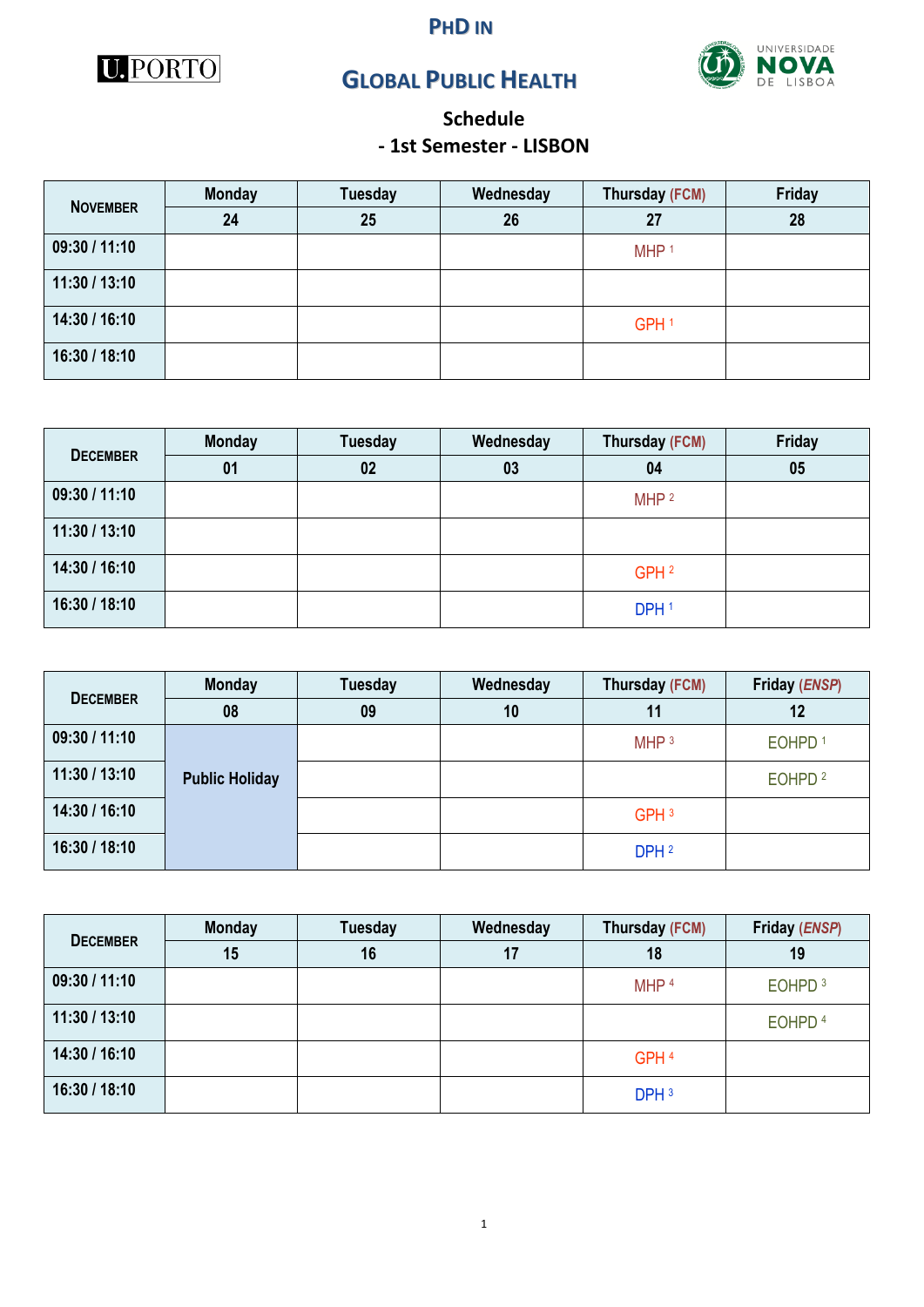# PhD in Global Public Health

U.PORTO

UNIVERSIDADE NOVA DE LISBOA

## Schedule
## - 1st Semester - LISBON

| November | Monday | Tuesday | Wednesday | Thursday (FCM) | Friday |
|---|---|---|---|---|---|
| | 24 | 25 | 26 | 27 | 28 |
| 09:30 / 11:10 | | | | MHP [1] | |
| 11:30 / 13:10 | | | | | |
| 14:30 / 16:10 | | | | GPH [1] | |
| 16:30 / 18:10 | | | | | |

| December | Monday | Tuesday | Wednesday | Thursday (FCM) | Friday |
|---|---|---|---|---|---|
| | 01 | 02 | 03 | 04 | 05 |
| 09:30 / 11:10 | | | | MHP [2] | |
| 11:30 / 13:10 | | | | | |
| 14:30 / 16:10 | | | | GPH [2] | |
| 16:30 / 18:10 | | | | DPH [1] | |

| December | Monday | Tuesday | Wednesday | Thursday (FCM) | Friday (*ENSP*) |
|---|---|---|---|---|---|
| | 08 | 09 | 10 | 11 | 12 |
| 09:30 / 11:10 | Public Holiday | | | MHP [3] | EOHPD [1] |
| 11:30 / 13:10 | Public Holiday | | | | EOHPD [2] |
| 14:30 / 16:10 | Public Holiday | | | GPH [3] | |
| 16:30 / 18:10 | Public Holiday | | | DPH [2] | |

| December | Monday | Tuesday | Wednesday | Thursday (FCM) | Friday (*ENSP*) |
|---|---|---|---|---|---|
| | 15 | 16 | 17 | 18 | 19 |
| 09:30 / 11:10 | | | | MHP [4] | EOHPD [3] |
| 11:30 / 13:10 | | | | | EOHPD [4] |
| 14:30 / 16:10 | | | | GPH [4] | |
| 16:30 / 18:10 | | | | DPH [3] | |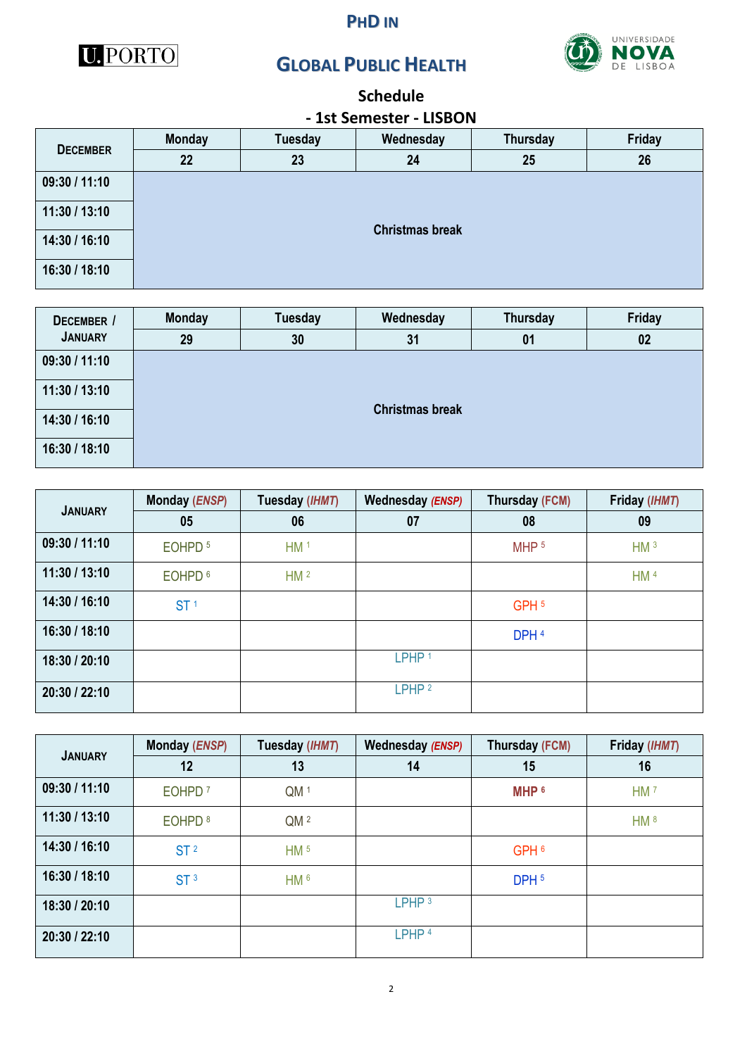# PhD in Global Public Health

## Schedule

## - 1st Semester - LISBON

| December | Monday | Tuesday | Wednesday | Thursday | Friday |
|---|---|---|---|---|---|
| | 22 | 23 | 24 | 25 | 26 |
| 09:30 / 11:10 | Christmas break | | | | |
| 11:30 / 13:10 | | | | | |
| 14:30 / 16:10 | | | | | |
| 16:30 / 18:10 | | | | | |

| December / January | Monday | Tuesday | Wednesday | Thursday | Friday |
|---|---|---|---|---|---|
| | 29 | 30 | 31 | 01 | 02 |
| 09:30 / 11:10 | Christmas break | | | | |
| 11:30 / 13:10 | | | | | |
| 14:30 / 16:10 | | | | | |
| 16:30 / 18:10 | | | | | |

| January | Monday *(ENSP)* | Tuesday *(IHMT)* | Wednesday *(ENSP)* | Thursday (FCM) | Friday *(IHMT)* |
|---|---|---|---|---|---|
| | 05 | 06 | 07 | 08 | 09 |
| 09:30 / 11:10 | EOHPD 5 | HM 1 | | MHP 5 | HM 3 |
| 11:30 / 13:10 | EOHPD 6 | HM 2 | | | HM 4 |
| 14:30 / 16:10 | ST 1 | | | GPH 5 | |
| 16:30 / 18:10 | | | | DPH 4 | |
| 18:30 / 20:10 | | | LPHP 1 | | |
| 20:30 / 22:10 | | | LPHP 2 | | |

| January | Monday *(ENSP)* | Tuesday *(IHMT)* | Wednesday *(ENSP)* | Thursday (FCM) | Friday *(IHMT)* |
|---|---|---|---|---|---|
| | 12 | 13 | 14 | 15 | 16 |
| 09:30 / 11:10 | EOHPD 7 | QM 1 | | **MHP 6** | HM 7 |
| 11:30 / 13:10 | EOHPD 8 | QM 2 | | | HM 8 |
| 14:30 / 16:10 | ST 2 | HM 5 | | GPH 6 | |
| 16:30 / 18:10 | ST 3 | HM 6 | | DPH 5 | |
| 18:30 / 20:10 | | | LPHP 3 | | |
| 20:30 / 22:10 | | | LPHP 4 | | |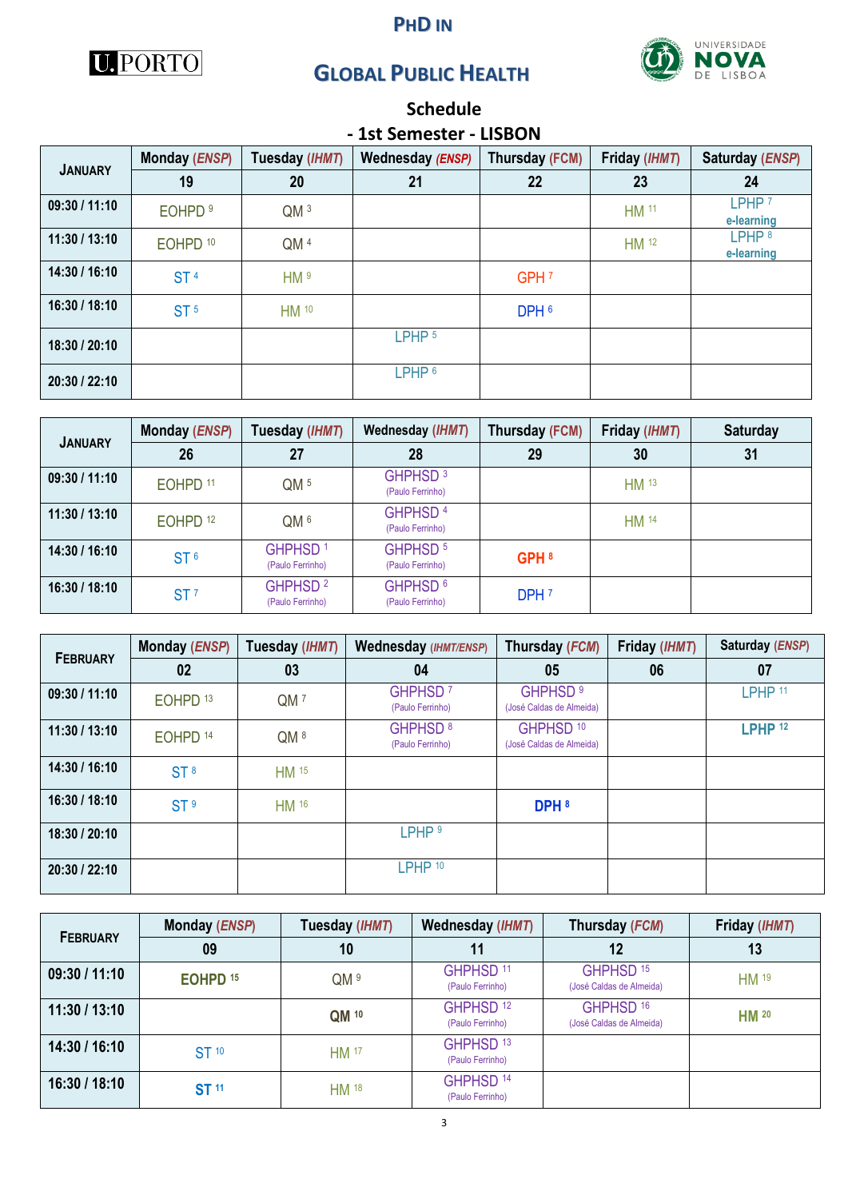# PhD in Global Public Health

## Schedule

## - 1st Semester - LISBON

| January | Monday (ENSP) | Tuesday (IHMT) | Wednesday (ENSP) | Thursday (FCM) | Friday (IHMT) | Saturday (ENSP) |
|---|---|---|---|---|---|---|
| | 19 | 20 | 21 | 22 | 23 | 24 |
| 09:30 / 11:10 | EOHPD [9] | QM [3] | | | HM [11] | LPHP [7] e-learning |
| 11:30 / 13:10 | EOHPD [10] | QM [4] | | | HM [12] | LPHP [8] e-learning |
| 14:30 / 16:10 | ST [4] | HM [9] | | GPH [7] | | |
| 16:30 / 18:10 | ST [5] | HM [10] | | DPH [6] | | |
| 18:30 / 20:10 | | | LPHP [5] | | | |
| 20:30 / 22:10 | | | LPHP [6] | | | |

| January | Monday (ENSP) | Tuesday (IHMT) | Wednesday (IHMT) | Thursday (FCM) | Friday (IHMT) | Saturday |
|---|---|---|---|---|---|---|
| | 26 | 27 | 28 | 29 | 30 | 31 |
| 09:30 / 11:10 | EOHPD [11] | QM [5] | GHPHSD [3] (Paulo Ferrinho) | | HM [13] | |
| 11:30 / 13:10 | EOHPD [12] | QM [6] | GHPHSD [4] (Paulo Ferrinho) | | HM [14] | |
| 14:30 / 16:10 | ST [6] | GHPHSD [1] (Paulo Ferrinho) | GHPHSD [5] (Paulo Ferrinho) | **GPH [8]** | | |
| 16:30 / 18:10 | ST [7] | GHPHSD [2] (Paulo Ferrinho) | GHPHSD [6] (Paulo Ferrinho) | DPH [7] | | |

| February | Monday (ENSP) | Tuesday (IHMT) | Wednesday (IHMT/ENSP) | Thursday (FCM) | Friday (IHMT) | Saturday (ENSP) |
|---|---|---|---|---|---|---|
| | 02 | 03 | 04 | 05 | 06 | 07 |
| 09:30 / 11:10 | EOHPD [13] | QM [7] | GHPHSD [7] (Paulo Ferrinho) | GHPHSD [9] (José Caldas de Almeida) | | LPHP [11] |
| 11:30 / 13:10 | EOHPD [14] | QM [8] | GHPHSD [8] (Paulo Ferrinho) | GHPHSD [10] (José Caldas de Almeida) | | **LPHP [12]** |
| 14:30 / 16:10 | ST [8] | HM [15] | | | | |
| 16:30 / 18:10 | ST [9] | HM [16] | | **DPH [8]** | | |
| 18:30 / 20:10 | | | LPHP [9] | | | |
| 20:30 / 22:10 | | | LPHP [10] | | | |

| February | Monday (ENSP) | Tuesday (IHMT) | Wednesday (IHMT) | Thursday (FCM) | Friday (IHMT) |
|---|---|---|---|---|---|
| | 09 | 10 | 11 | 12 | 13 |
| 09:30 / 11:10 | **EOHPD [15]** | QM [9] | GHPHSD [11] (Paulo Ferrinho) | GHPHSD [15] (José Caldas de Almeida) | HM [19] |
| 11:30 / 13:10 | | **QM [10]** | GHPHSD [12] (Paulo Ferrinho) | GHPHSD [16] (José Caldas de Almeida) | **HM [20]** |
| 14:30 / 16:10 | ST [10] | HM [17] | GHPHSD [13] (Paulo Ferrinho) | | |
| 16:30 / 18:10 | **ST [11]** | HM [18] | GHPHSD [14] (Paulo Ferrinho) | | |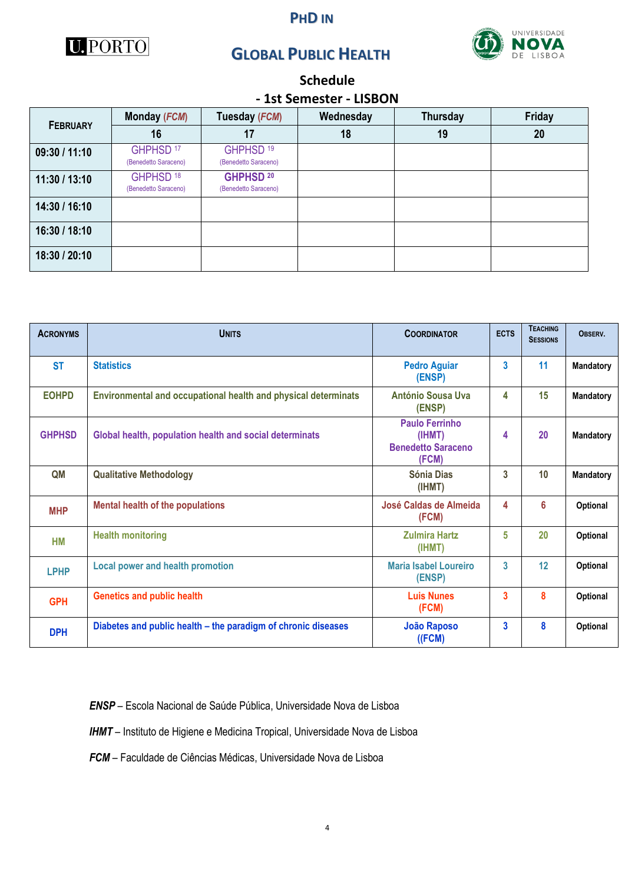# PhD in

U.PORTO

# Global Public Health

UNIVERSIDADE NOVA DE LISBOA

## Schedule

## - 1st Semester - LISBON

| February | Monday (FCM) | Tuesday (FCM) | Wednesday | Thursday | Friday |
|---|---|---|---|---|---|
| | 16 | 17 | 18 | 19 | 20 |
| 09:30 / 11:10 | GHPHSD 17 (Benedetto Saraceno) | GHPHSD 19 (Benedetto Saraceno) | | | |
| 11:30 / 13:10 | GHPHSD 18 (Benedetto Saraceno) | GHPHSD 20 (Benedetto Saraceno) | | | |
| 14:30 / 16:10 | | | | | |
| 16:30 / 18:10 | | | | | |
| 18:30 / 20:10 | | | | | |

| Acronyms | Units | Coordinator | ECTS | Teaching Sessions | Observ. |
|---|---|---|---|---|---|
| ST | Statistics | Pedro Aguiar (ENSP) | 3 | 11 | Mandatory |
| EOHPD | Environmental and occupational health and physical determinats | António Sousa Uva (ENSP) | 4 | 15 | Mandatory |
| GHPHSD | Global health, population health and social determinats | Paulo Ferrinho (IHMT) Benedetto Saraceno (FCM) | 4 | 20 | Mandatory |
| QM | Qualitative Methodology | Sónia Dias (IHMT) | 3 | 10 | Mandatory |
| MHP | Mental health of the populations | José Caldas de Almeida (FCM) | 4 | 6 | Optional |
| HM | Health monitoring | Zulmira Hartz (IHMT) | 5 | 20 | Optional |
| LPHP | Local power and health promotion | Maria Isabel Loureiro (ENSP) | 3 | 12 | Optional |
| GPH | Genetics and public health | Luis Nunes (FCM) | 3 | 8 | Optional |
| DPH | Diabetes and public health – the paradigm of chronic diseases | João Raposo ((FCM) | 3 | 8 | Optional |

***ENSP*** – Escola Nacional de Saúde Pública, Universidade Nova de Lisboa

***IHMT*** – Instituto de Higiene e Medicina Tropical, Universidade Nova de Lisboa

***FCM*** – Faculdade de Ciências Médicas, Universidade Nova de Lisboa